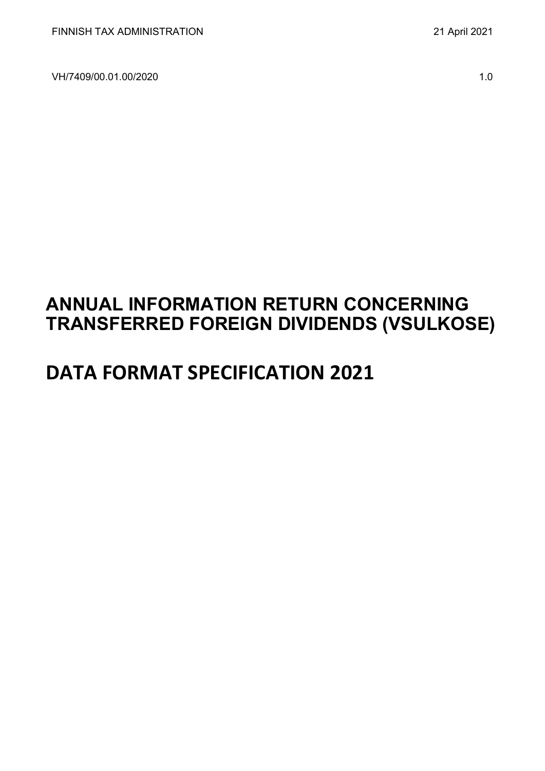FINNISH TAX ADMINISTRATION 21 April 2021

VH/7409/00.01.00/2020 1.0

# ANNUAL INFORMATION RETURN CONCERNING TRANSFERRED FOREIGN DIVIDENDS (VSULKOSE)

# DATA FORMAT SPECIFICATION 2021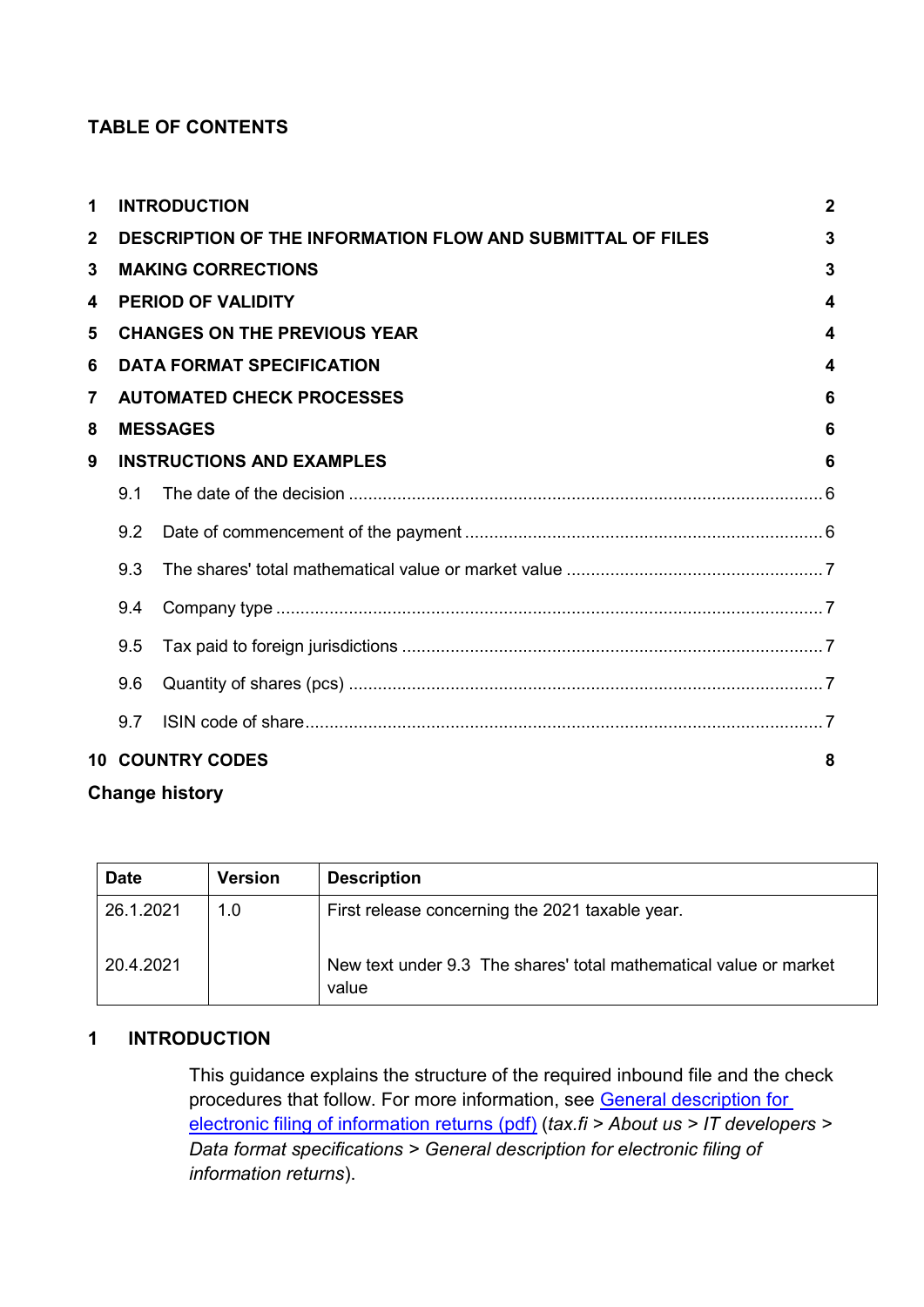## TABLE OF CONTENTS

| | | |
|---|---|---|
| **1** | **INTRODUCTION** | **2** |
| **2** | **DESCRIPTION OF THE INFORMATION FLOW AND SUBMITTAL OF FILES** | **3** |
| **3** | **MAKING CORRECTIONS** | **3** |
| **4** | **PERIOD OF VALIDITY** | **4** |
| **5** | **CHANGES ON THE PREVIOUS YEAR** | **4** |
| **6** | **DATA FORMAT SPECIFICATION** | **4** |
| **7** | **AUTOMATED CHECK PROCESSES** | **6** |
| **8** | **MESSAGES** | **6** |
| **9** | **INSTRUCTIONS AND EXAMPLES** | **6** |
| 9.1 | The date of the decision | 6 |
| 9.2 | Date of commencement of the payment | 6 |
| 9.3 | The shares' total mathematical value or market value | 7 |
| 9.4 | Company type | 7 |
| 9.5 | Tax paid to foreign jurisdictions | 7 |
| 9.6 | Quantity of shares (pcs) | 7 |
| 9.7 | ISIN code of share | 7 |
| **10** | **COUNTRY CODES** | **8** |

**Change history**

| Date | Version | Description |
|---|---|---|
| 26.1.2021 | 1.0 | First release concerning the 2021 taxable year. |
| 20.4.2021 | | New text under 9.3 The shares' total mathematical value or market value |

# 1 INTRODUCTION

This guidance explains the structure of the required inbound file and the check procedures that follow. For more information, see General description for electronic filing of information returns (pdf) (*tax.fi > About us > IT developers > Data format specifications > General description for electronic filing of information returns*).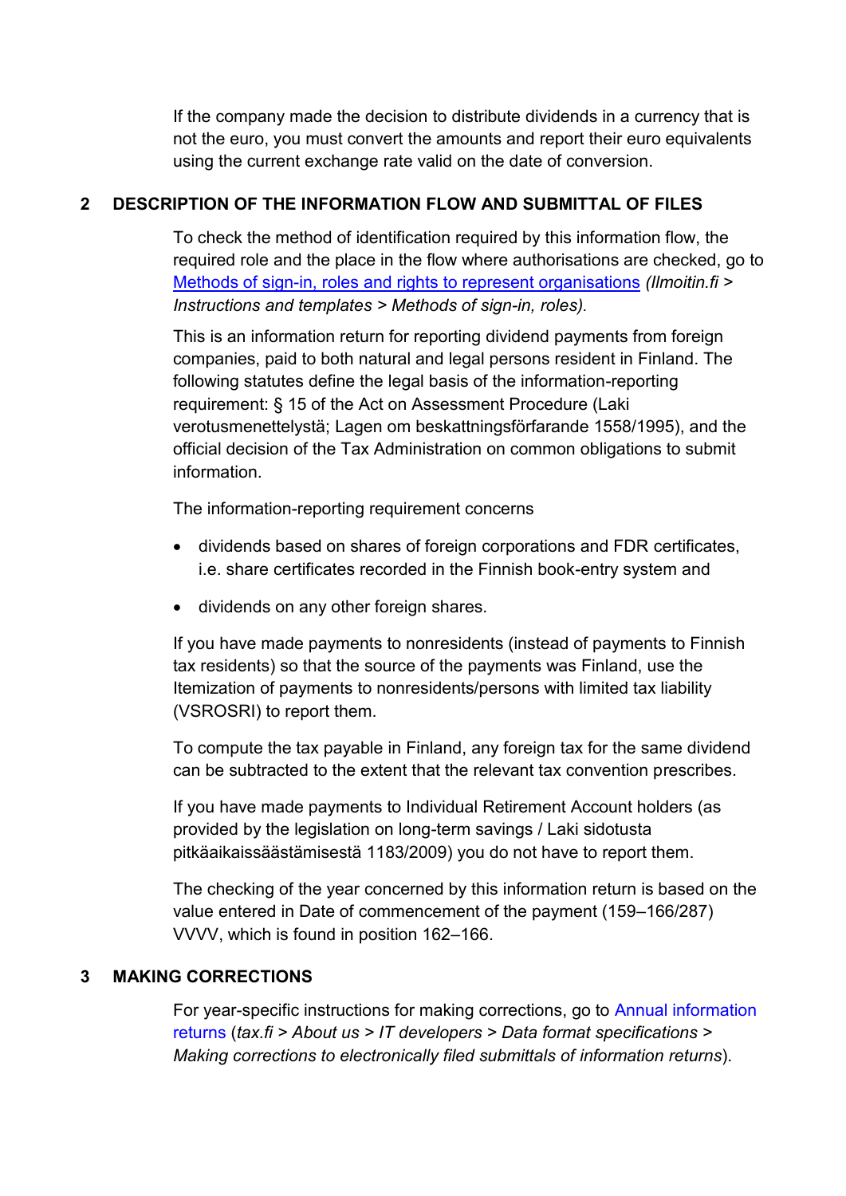If the company made the decision to distribute dividends in a currency that is not the euro, you must convert the amounts and report their euro equivalents using the current exchange rate valid on the date of conversion.

## 2 DESCRIPTION OF THE INFORMATION FLOW AND SUBMITTAL OF FILES

To check the method of identification required by this information flow, the required role and the place in the flow where authorisations are checked, go to [Methods of sign-in, roles and rights to represent organisations](#) *(Ilmoitin.fi > Instructions and templates > Methods of sign-in, roles).*

This is an information return for reporting dividend payments from foreign companies, paid to both natural and legal persons resident in Finland. The following statutes define the legal basis of the information-reporting requirement: § 15 of the Act on Assessment Procedure (Laki verotusmenettelystä; Lagen om beskattningsförfarande 1558/1995), and the official decision of the Tax Administration on common obligations to submit information.

The information-reporting requirement concerns

- dividends based on shares of foreign corporations and FDR certificates, i.e. share certificates recorded in the Finnish book-entry system and
- dividends on any other foreign shares.

If you have made payments to nonresidents (instead of payments to Finnish tax residents) so that the source of the payments was Finland, use the Itemization of payments to nonresidents/persons with limited tax liability (VSROSRI) to report them.

To compute the tax payable in Finland, any foreign tax for the same dividend can be subtracted to the extent that the relevant tax convention prescribes.

If you have made payments to Individual Retirement Account holders (as provided by the legislation on long-term savings / Laki sidotusta pitkäaikaissäästämisestä 1183/2009) you do not have to report them.

The checking of the year concerned by this information return is based on the value entered in Date of commencement of the payment (159–166/287) VVVV, which is found in position 162–166.

## 3 MAKING CORRECTIONS

For year-specific instructions for making corrections, go to [Annual information returns](#) (*tax.fi > About us > IT developers > Data format specifications > Making corrections to electronically filed submittals of information returns*).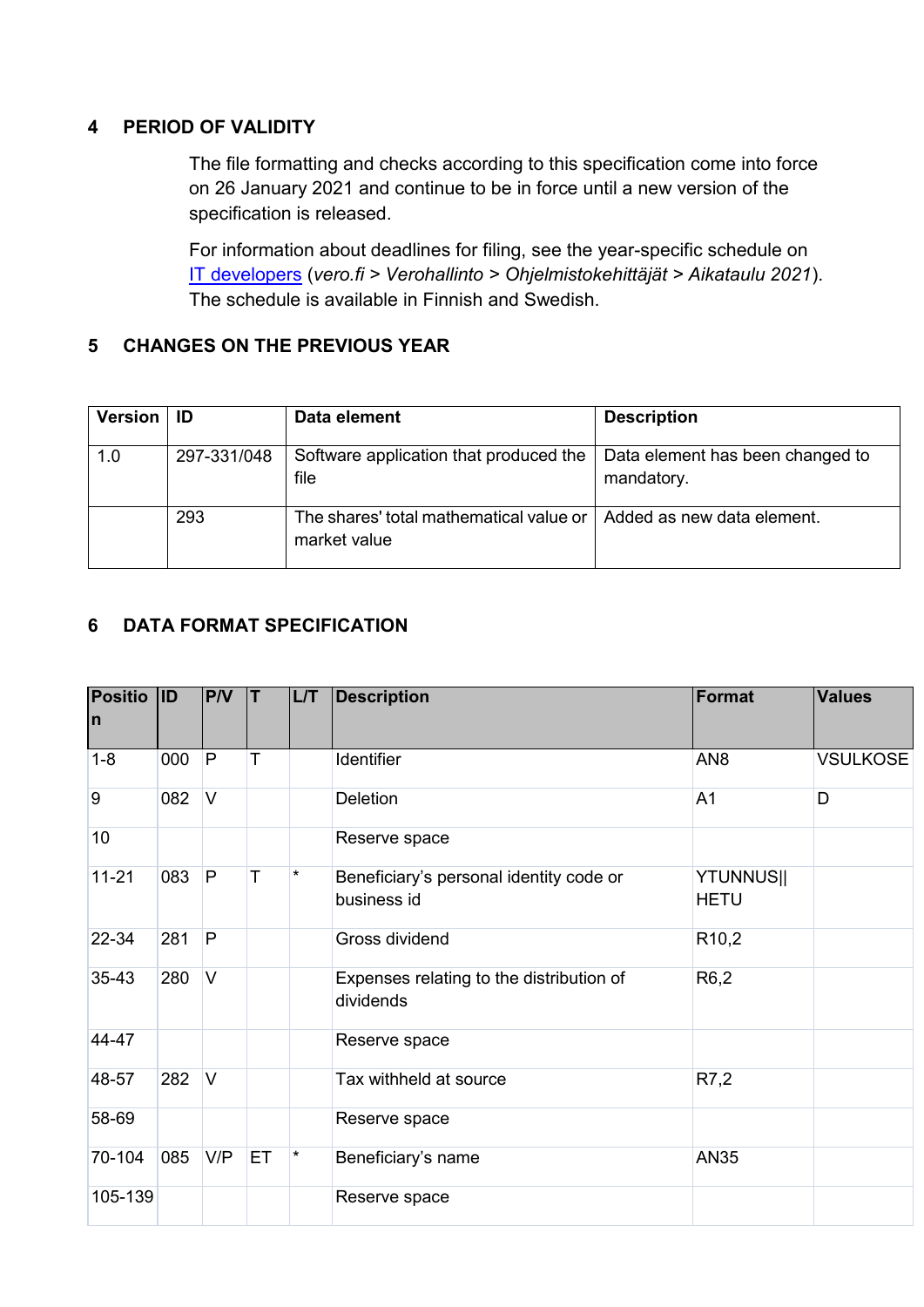## 4 PERIOD OF VALIDITY

The file formatting and checks according to this specification come into force on 26 January 2021 and continue to be in force until a new version of the specification is released.

For information about deadlines for filing, see the year-specific schedule on IT developers (*vero.fi* > *Verohallinto* > *Ohjelmistokehittäjät* > *Aikataulu 2021*). The schedule is available in Finnish and Swedish.

## 5 CHANGES ON THE PREVIOUS YEAR

| Version | ID | Data element | Description |
|---|---|---|---|
| 1.0 | 297-331/048 | Software application that produced the file | Data element has been changed to mandatory. |
| | 293 | The shares' total mathematical value or market value | Added as new data element. |

## 6 DATA FORMAT SPECIFICATION

| Position | ID | P/V | T | L/T | Description | Format | Values |
|---|---|---|---|---|---|---|---|
| 1-8 | 000 | P | T | | Identifier | AN8 | VSULKOSE |
| 9 | 082 | V | | | Deletion | A1 | D |
| 10 | | | | | Reserve space | | |
| 11-21 | 083 | P | T | * | Beneficiary's personal identity code or business id | YTUNNUS\|\|HETU | |
| 22-34 | 281 | P | | | Gross dividend | R10,2 | |
| 35-43 | 280 | V | | | Expenses relating to the distribution of dividends | R6,2 | |
| 44-47 | | | | | Reserve space | | |
| 48-57 | 282 | V | | | Tax withheld at source | R7,2 | |
| 58-69 | | | | | Reserve space | | |
| 70-104 | 085 | V/P | ET | * | Beneficiary's name | AN35 | |
| 105-139 | | | | | Reserve space | | |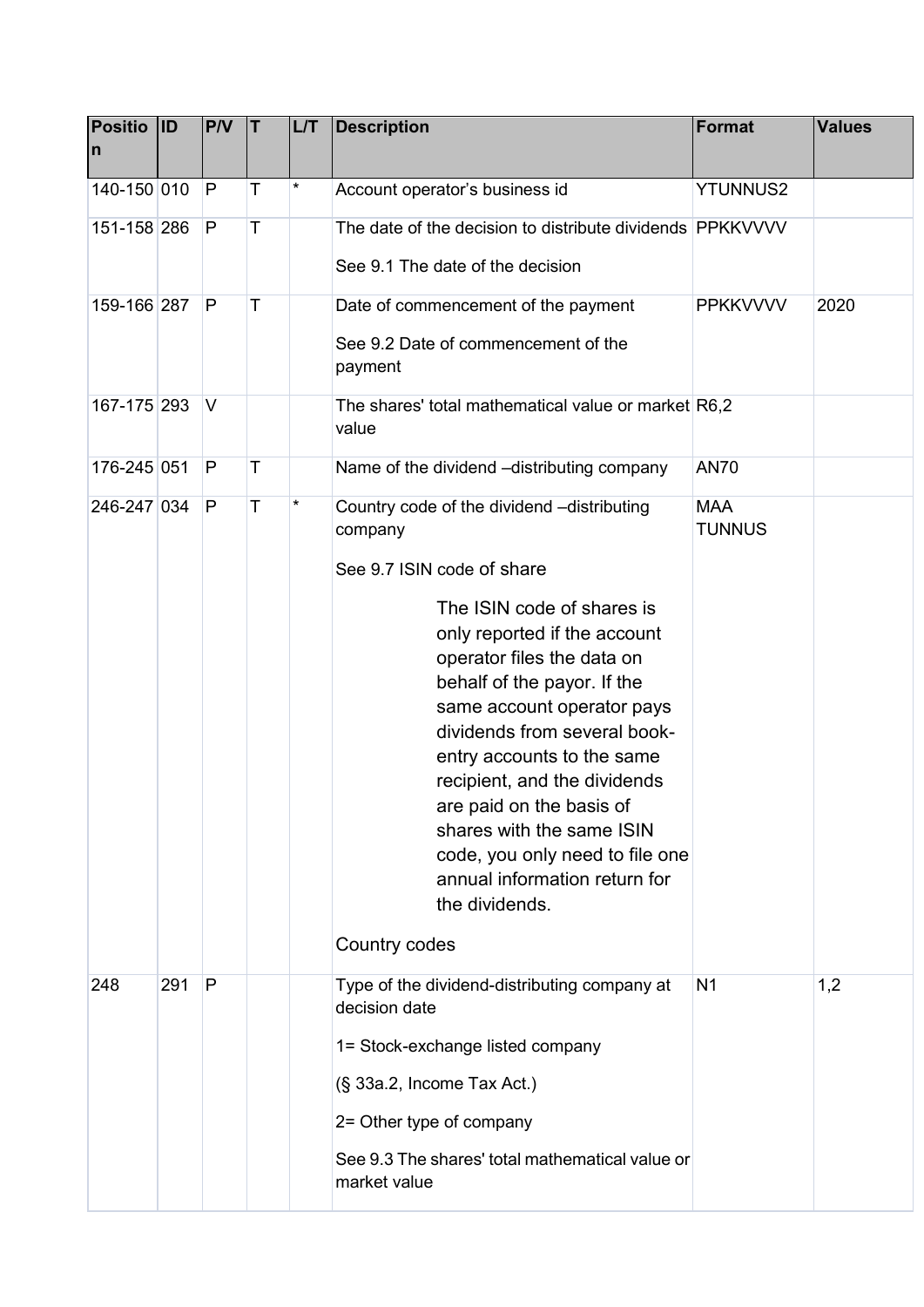| Position | ID | P/V | T | L/T | Description | Format | Values |
|---|---|---|---|---|---|---|---|
| 140-150 | 010 | P | T | * | Account operator's business id | YTUNNUS2 | |
| 151-158 | 286 | P | T | | The date of the decision to distribute dividends<br><br>See 9.1 The date of the decision | PPKKVVVV | |
| 159-166 | 287 | P | T | | Date of commencement of the payment<br><br>See 9.2 Date of commencement of the payment | PPKKVVVV | 2020 |
| 167-175 | 293 | V | | | The shares' total mathematical value or market value | R6,2 | |
| 176-245 | 051 | P | T | | Name of the dividend –distributing company | AN70 | |
| 246-247 | 034 | P | T | * | Country code of the dividend –distributing company<br><br>See 9.7 ISIN code of share<br><br>The ISIN code of shares is only reported if the account operator files the data on behalf of the payor. If the same account operator pays dividends from several book-entry accounts to the same recipient, and the dividends are paid on the basis of shares with the same ISIN code, you only need to file one annual information return for the dividends.<br><br>Country codes | MAA TUNNUS | |
| 248 | 291 | P | | | Type of the dividend-distributing company at decision date<br><br>1= Stock-exchange listed company<br><br>(§ 33a.2, Income Tax Act.)<br><br>2= Other type of company<br><br>See 9.3 The shares' total mathematical value or market value | N1 | 1,2 |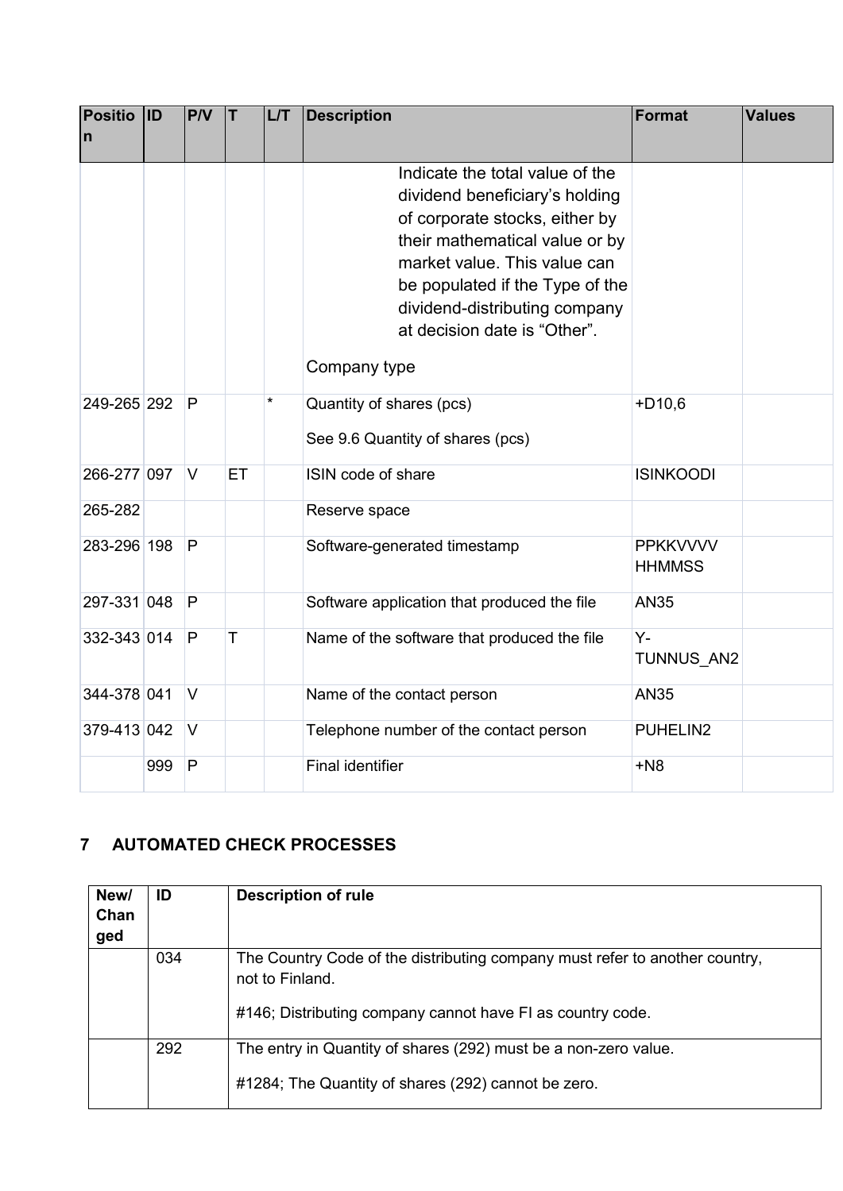| Position | ID | P/V | T | L/T | Description | Format | Values |
|---|---|---|---|---|---|---|---|
| | | | | | Indicate the total value of the dividend beneficiary's holding of corporate stocks, either by their mathematical value or by market value. This value can be populated if the Type of the dividend-distributing company at decision date is "Other". Company type | | |
| 249-265 | 292 | P | | * | Quantity of shares (pcs) See 9.6 Quantity of shares (pcs) | +D10,6 | |
| 266-277 | 097 | V | ET | | ISIN code of share | ISINKOODI | |
| 265-282 | | | | | Reserve space | | |
| 283-296 | 198 | P | | | Software-generated timestamp | PPKKVVVV HHMMSS | |
| 297-331 | 048 | P | | | Software application that produced the file | AN35 | |
| 332-343 | 014 | P | T | | Name of the software that produced the file | Y-TUNNUS_AN2 | |
| 344-378 | 041 | V | | | Name of the contact person | AN35 | |
| 379-413 | 042 | V | | | Telephone number of the contact person | PUHELIN2 | |
| | 999 | P | | | Final identifier | +N8 | |

## 7 AUTOMATED CHECK PROCESSES

| New/ Changed | ID | Description of rule |
|---|---|---|
| | 034 | The Country Code of the distributing company must refer to another country, not to Finland. #146; Distributing company cannot have FI as country code. |
| | 292 | The entry in Quantity of shares (292) must be a non-zero value. #1284; The Quantity of shares (292) cannot be zero. |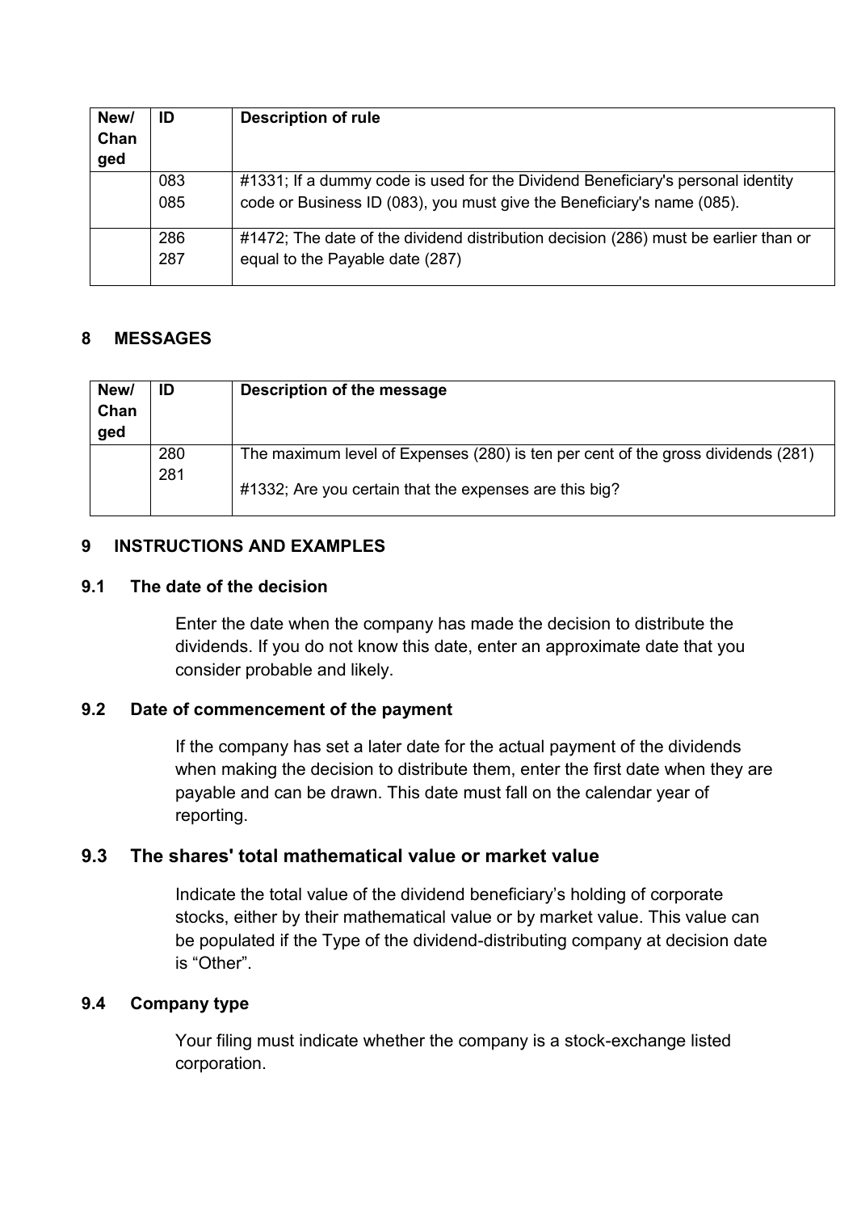| New/ Changed | ID | Description of rule |
|---|---|---|
| | 083<br>085 | #1331; If a dummy code is used for the Dividend Beneficiary's personal identity code or Business ID (083), you must give the Beneficiary's name (085). |
| | 286<br>287 | #1472; The date of the dividend distribution decision (286) must be earlier than or equal to the Payable date (287) |

## 8 MESSAGES

| New/ Changed | ID | Description of the message |
|---|---|---|
| | 280<br>281 | The maximum level of Expenses (280) is ten per cent of the gross dividends (281)<br><br>#1332; Are you certain that the expenses are this big? |

## 9 INSTRUCTIONS AND EXAMPLES

### 9.1 The date of the decision

Enter the date when the company has made the decision to distribute the dividends. If you do not know this date, enter an approximate date that you consider probable and likely.

### 9.2 Date of commencement of the payment

If the company has set a later date for the actual payment of the dividends when making the decision to distribute them, enter the first date when they are payable and can be drawn. This date must fall on the calendar year of reporting.

### 9.3 The shares' total mathematical value or market value

Indicate the total value of the dividend beneficiary's holding of corporate stocks, either by their mathematical value or by market value. This value can be populated if the Type of the dividend-distributing company at decision date is "Other".

### 9.4 Company type

Your filing must indicate whether the company is a stock-exchange listed corporation.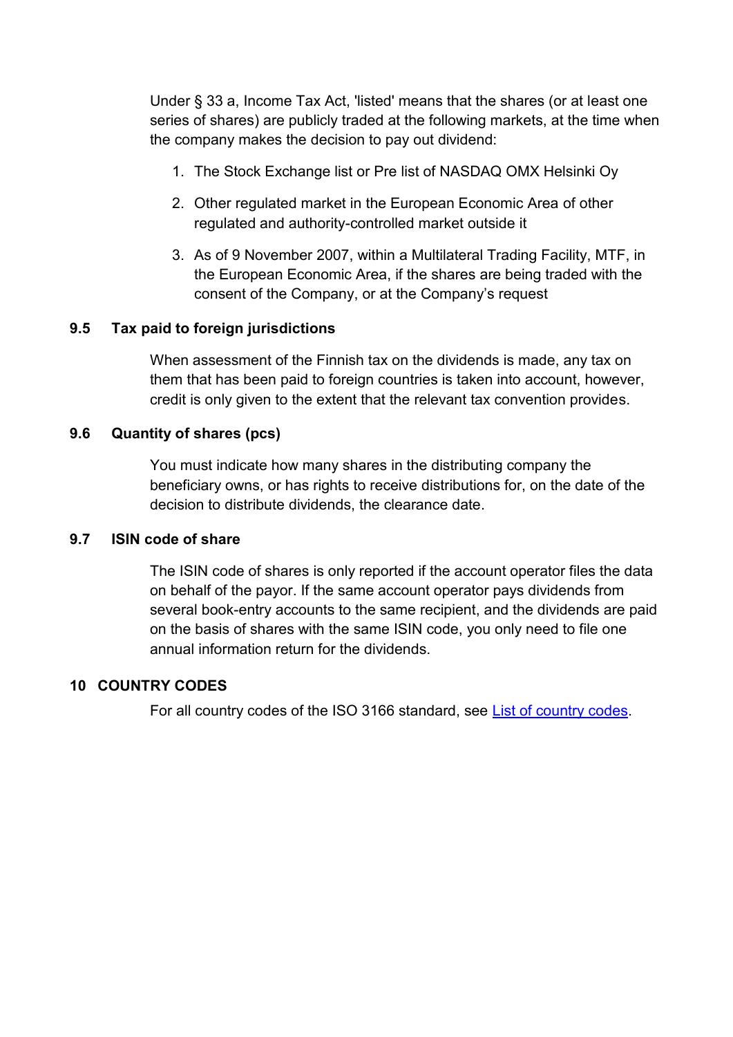Under § 33 a, Income Tax Act, 'listed' means that the shares (or at least one series of shares) are publicly traded at the following markets, at the time when the company makes the decision to pay out dividend:

1. The Stock Exchange list or Pre list of NASDAQ OMX Helsinki Oy
2. Other regulated market in the European Economic Area of other regulated and authority-controlled market outside it
3. As of 9 November 2007, within a Multilateral Trading Facility, MTF, in the European Economic Area, if the shares are being traded with the consent of the Company, or at the Company's request

### 9.5 Tax paid to foreign jurisdictions

When assessment of the Finnish tax on the dividends is made, any tax on them that has been paid to foreign countries is taken into account, however, credit is only given to the extent that the relevant tax convention provides.

### 9.6 Quantity of shares (pcs)

You must indicate how many shares in the distributing company the beneficiary owns, or has rights to receive distributions for, on the date of the decision to distribute dividends, the clearance date.

### 9.7 ISIN code of share

The ISIN code of shares is only reported if the account operator files the data on behalf of the payor. If the same account operator pays dividends from several book-entry accounts to the same recipient, and the dividends are paid on the basis of shares with the same ISIN code, you only need to file one annual information return for the dividends.

## 10 COUNTRY CODES

For all country codes of the ISO 3166 standard, see List of country codes.